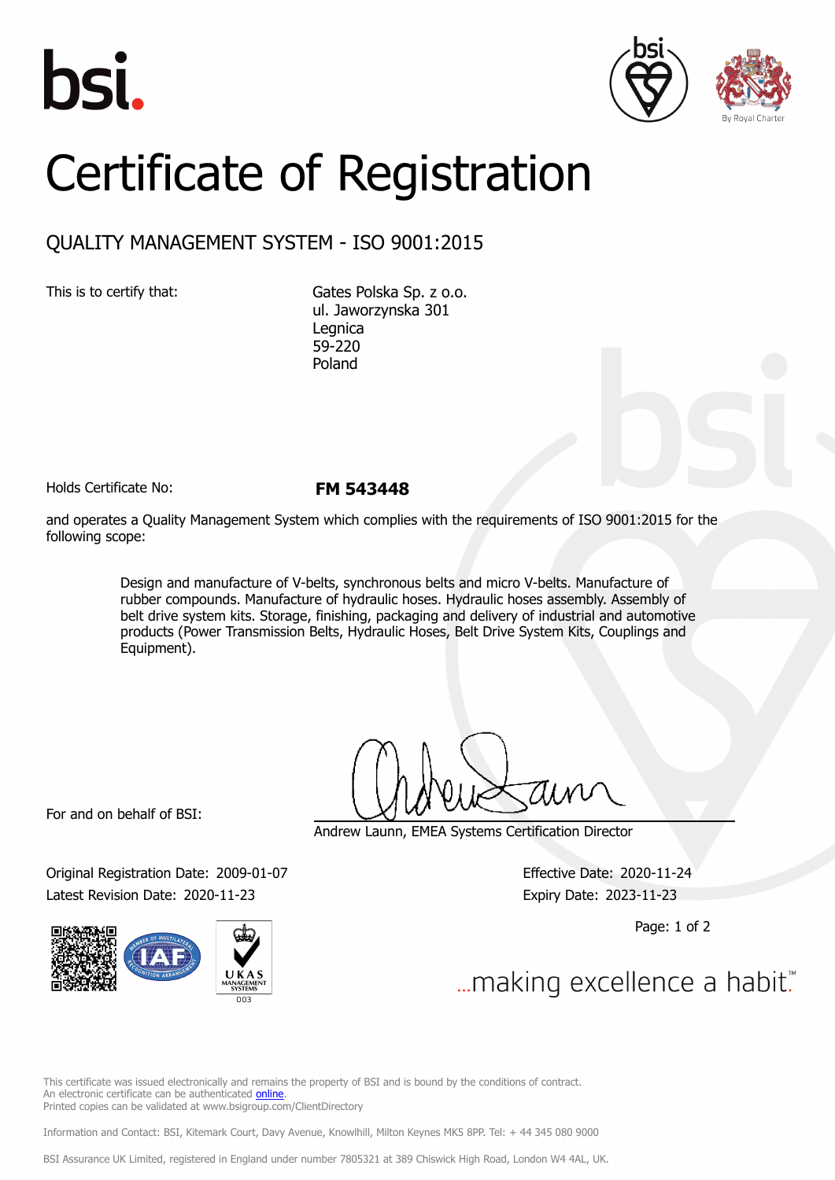# Certificate of Registration

## QUALITY MANAGEMENT SYSTEM - ISO 9001:2015

This is to certify that:

Gates Polska Sp. z o.o.
ul. Jaworzynska 301
Legnica
59-220
Poland

Holds Certificate No: **FM 543448**

and operates a Quality Management System which complies with the requirements of ISO 9001:2015 for the following scope:

> Design and manufacture of V-belts, synchronous belts and micro V-belts. Manufacture of rubber compounds. Manufacture of hydraulic hoses. Hydraulic hoses assembly. Assembly of belt drive system kits. Storage, finishing, packaging and delivery of industrial and automotive products (Power Transmission Belts, Hydraulic Hoses, Belt Drive System Kits, Couplings and Equipment).

For and on behalf of BSI:

Andrew Launn, EMEA Systems Certification Director

Original Registration Date: 2009-01-07
Latest Revision Date: 2020-11-23

Effective Date: 2020-11-24
Expiry Date: 2023-11-23

...making excellence a habit.™

This certificate was issued electronically and remains the property of BSI and is bound by the conditions of contract.
An electronic certificate can be authenticated online.
Printed copies can be validated at www.bsigroup.com/ClientDirectory

Information and Contact: BSI, Kitemark Court, Davy Avenue, Knowlhill, Milton Keynes MK5 8PP. Tel: + 44 345 080 9000

BSI Assurance UK Limited, registered in England under number 7805321 at 389 Chiswick High Road, London W4 4AL, UK.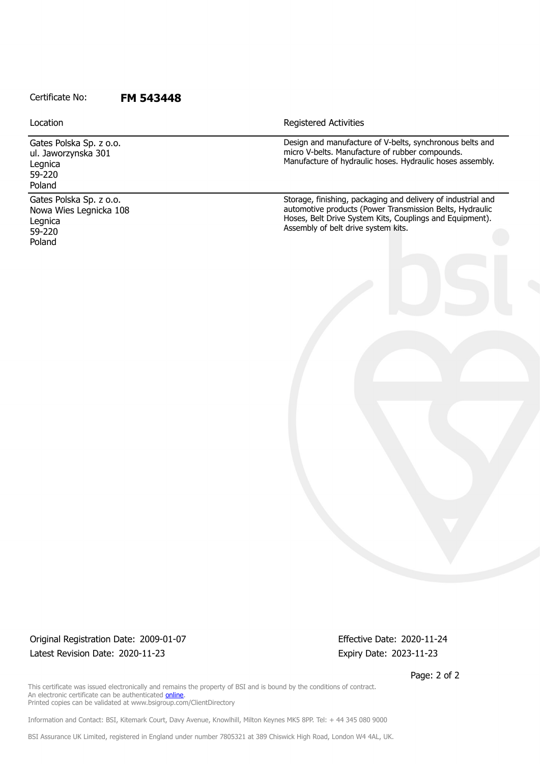Certificate No: **FM 543448**

| Location | Registered Activities |
| --- | --- |
| Gates Polska Sp. z o.o.<br>ul. Jaworzynska 301<br>Legnica<br>59-220<br>Poland | Design and manufacture of V-belts, synchronous belts and micro V-belts. Manufacture of rubber compounds. Manufacture of hydraulic hoses. Hydraulic hoses assembly. |
| Gates Polska Sp. z o.o.<br>Nowa Wies Legnicka 108<br>Legnica<br>59-220<br>Poland | Storage, finishing, packaging and delivery of industrial and automotive products (Power Transmission Belts, Hydraulic Hoses, Belt Drive System Kits, Couplings and Equipment). Assembly of belt drive system kits. |

Original Registration Date: 2009-01-07

Latest Revision Date: 2020-11-23

Effective Date: 2020-11-24

Expiry Date: 2023-11-23

This certificate was issued electronically and remains the property of BSI and is bound by the conditions of contract.
An electronic certificate can be authenticated online.
Printed copies can be validated at www.bsigroup.com/ClientDirectory

Information and Contact: BSI, Kitemark Court, Davy Avenue, Knowlhill, Milton Keynes MK5 8PP. Tel: + 44 345 080 9000

BSI Assurance UK Limited, registered in England under number 7805321 at 389 Chiswick High Road, London W4 4AL, UK.